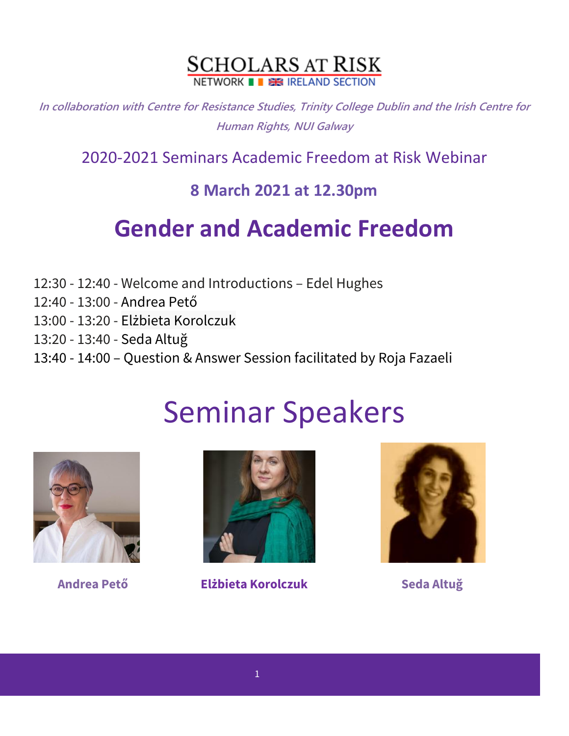SCHOLARS AT RISK
NETWORK IRELAND SECTION

*In collaboration with Centre for Resistance Studies, Trinity College Dublin and the Irish Centre for Human Rights, NUI Galway*

2020-2021 Seminars Academic Freedom at Risk Webinar

**8 March 2021 at 12.30pm**

# Gender and Academic Freedom

12:30 - 12:40 - Welcome and Introductions – Edel Hughes
12:40 - 13:00 - Andrea Pető
13:00 - 13:20 - Elżbieta Korolczuk
13:20 - 13:40 - Seda Altuğ
13:40 - 14:00 – Question & Answer Session facilitated by Roja Fazaeli

# Seminar Speakers

**Andrea Pető**

**Elżbieta Korolczuk**

**Seda Altuğ**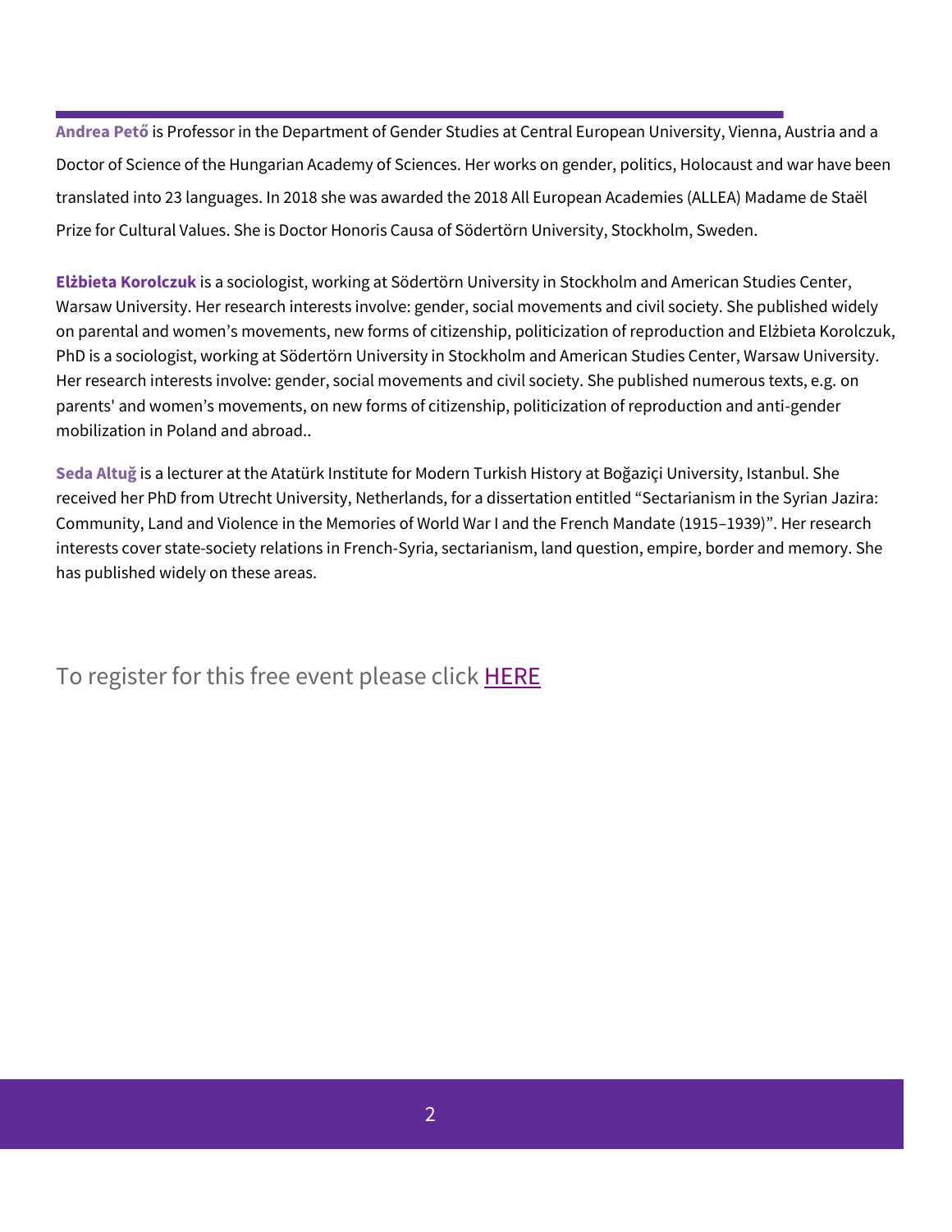**Andrea Pető** is Professor in the Department of Gender Studies at Central European University, Vienna, Austria and a Doctor of Science of the Hungarian Academy of Sciences. Her works on gender, politics, Holocaust and war have been translated into 23 languages. In 2018 she was awarded the 2018 All European Academies (ALLEA) Madame de Staël Prize for Cultural Values. She is Doctor Honoris Causa of Södertörn University, Stockholm, Sweden.

**Elżbieta Korolczuk** is a sociologist, working at Södertörn University in Stockholm and American Studies Center, Warsaw University. Her research interests involve: gender, social movements and civil society. She published widely on parental and women's movements, new forms of citizenship, politicization of reproduction and Elżbieta Korolczuk, PhD is a sociologist, working at Södertörn University in Stockholm and American Studies Center, Warsaw University. Her research interests involve: gender, social movements and civil society. She published numerous texts, e.g. on parents' and women's movements, on new forms of citizenship, politicization of reproduction and anti-gender mobilization in Poland and abroad..

**Seda Altuğ** is a lecturer at the Atatürk Institute for Modern Turkish History at Boğaziçi University, Istanbul. She received her PhD from Utrecht University, Netherlands, for a dissertation entitled "Sectarianism in the Syrian Jazira: Community, Land and Violence in the Memories of World War I and the French Mandate (1915–1939)". Her research interests cover state-society relations in French-Syria, sectarianism, land question, empire, border and memory. She has published widely on these areas.

To register for this free event please click HERE